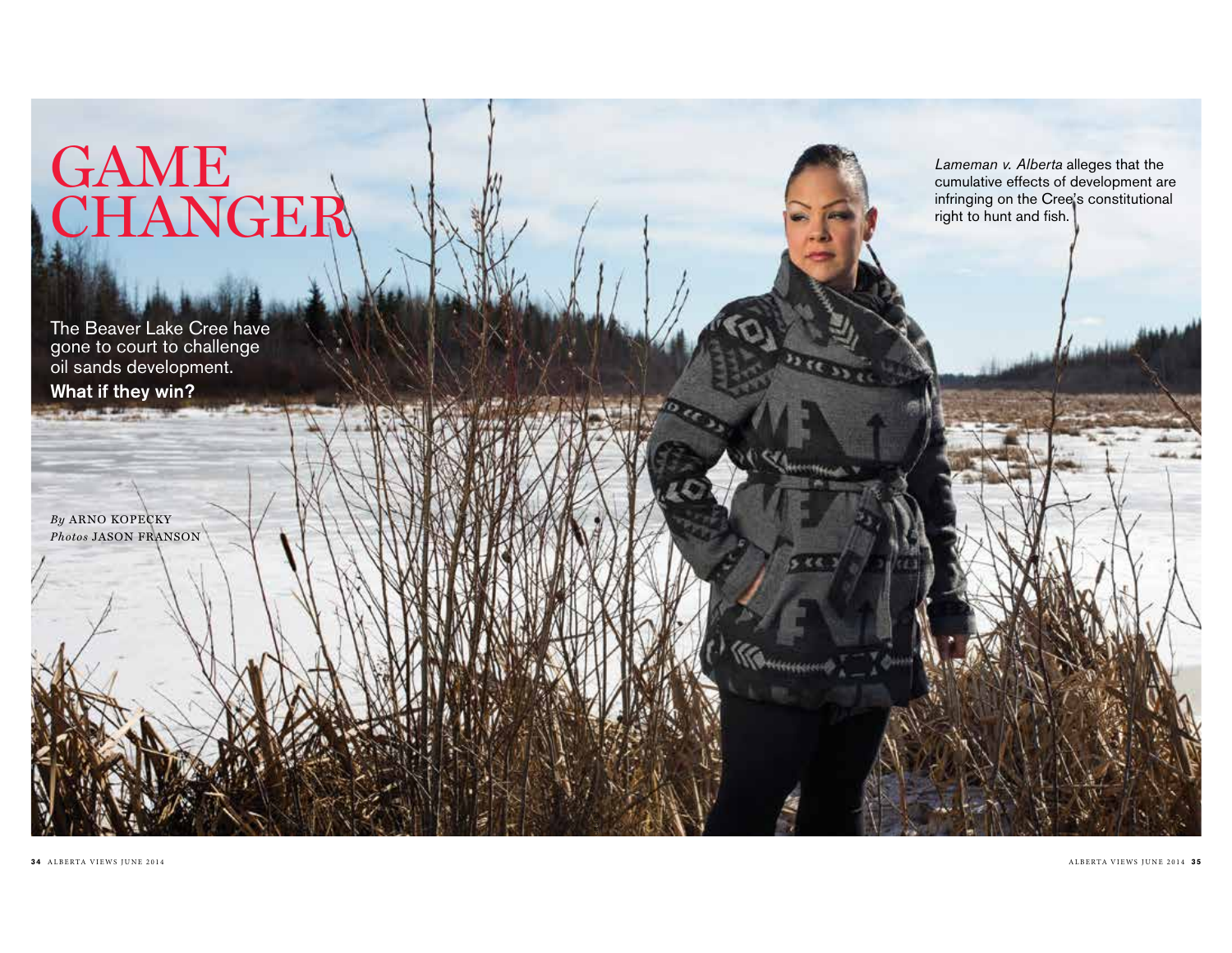# GAME CHANGER

The Beaver Lake Cree have gone to court to challenge oil sands development.

**What if they win?**

*By* ARNO KOPECKY

*Photos* JASON FRANSON

*Lameman v. Alberta* alleges that the cumulative effects of development are infringing on the Cree's constitutional right to hunt and fish.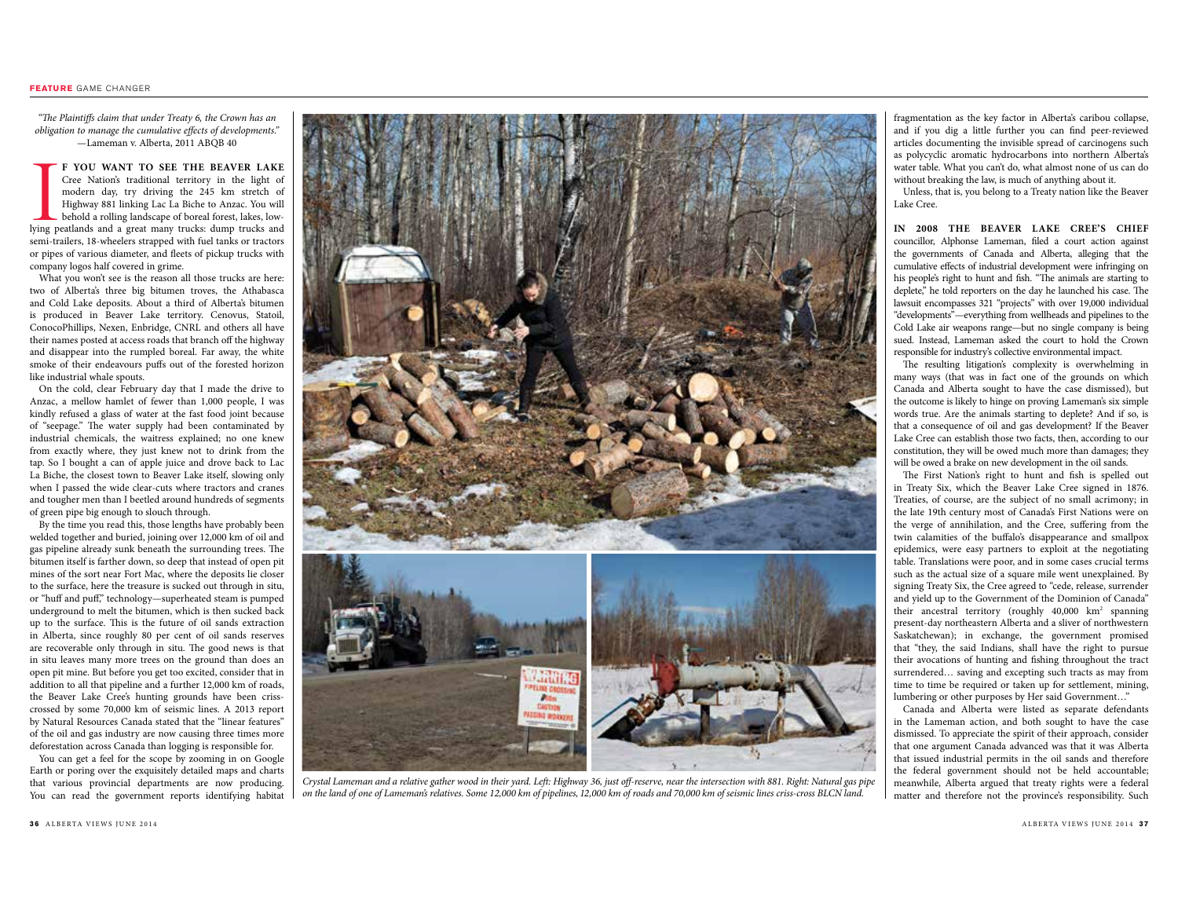*"The Plaintiffs claim that under Treaty 6, the Crown has an obligation to manage the cumulative effects of developments."* —Lameman v. Alberta, 2011 ABQB 40

**IF YOU WANT TO SEE THE BEAVER LAKE** Cree Nation's traditional territory in the light of modern day, try driving the 245 km stretch of Highway 881 linking Lac La Biche to Anzac. You will behold a rolling landscape of boreal forest, lakes, low-lying peatlands and a great many trucks: dump trucks and semi-trailers, 18-wheelers strapped with fuel tanks or tractors or pipes of various diameter, and fleets of pickup trucks with company logos half covered in grime.

What you won't see is the reason all those trucks are here: two of Alberta's three big bitumen troves, the Athabasca and Cold Lake deposits. About a third of Alberta's bitumen is produced in Beaver Lake territory. Cenovus, Statoil, ConocoPhillips, Nexen, Enbridge, CNRL and others all have their names posted at access roads that branch off the highway and disappear into the rumpled boreal. Far away, the white smoke of their endeavours puffs out of the forested horizon like industrial whale spouts.

On the cold, clear February day that I made the drive to Anzac, a mellow hamlet of fewer than 1,000 people, I was kindly refused a glass of water at the fast food joint because of "seepage." The water supply had been contaminated by industrial chemicals, the waitress explained; no one knew from exactly where, they just knew not to drink from the tap. So I bought a can of apple juice and drove back to Lac La Biche, the closest town to Beaver Lake itself, slowing only when I passed the wide clear-cuts where tractors and cranes and tougher men than I beetled around hundreds of segments of green pipe big enough to slouch through.

By the time you read this, those lengths have probably been welded together and buried, joining over 12,000 km of oil and gas pipeline already sunk beneath the surrounding trees. The bitumen itself is farther down, so deep that instead of open pit mines of the sort near Fort Mac, where the deposits lie closer to the surface, here the treasure is sucked out through in situ, or "huff and puff," technology—superheated steam is pumped underground to melt the bitumen, which is then sucked back up to the surface. This is the future of oil sands extraction in Alberta, since roughly 80 per cent of oil sands reserves are recoverable only through in situ. The good news is that in situ leaves many more trees on the ground than does an open pit mine. But before you get too excited, consider that in addition to all that pipeline and a further 12,000 km of roads, the Beaver Lake Cree's hunting grounds have been criss-crossed by some 70,000 km of seismic lines. A 2013 report by Natural Resources Canada stated that the "linear features" of the oil and gas industry are now causing three times more deforestation across Canada than logging is responsible for.

You can get a feel for the scope by zooming in on Google Earth or poring over the exquisitely detailed maps and charts that various provincial departments are now producing. You can read the government reports identifying habitat fragmentation as the key factor in Alberta's caribou collapse, and if you dig a little further you can find peer-reviewed articles documenting the invisible spread of carcinogens such as polycyclic aromatic hydrocarbons into northern Alberta's water table. What you can't do, what almost none of us can do without breaking the law, is much of anything about it.

Unless, that is, you belong to a Treaty nation like the Beaver Lake Cree.

*Crystal Lameman and a relative gather wood in their yard. Left: Highway 36, just off-reserve, near the intersection with 881. Right: Natural gas pipe on the land of one of Lameman's relatives. Some 12,000 km of pipelines, 12,000 km of roads and 70,000 km of seismic lines criss-cross BLCN land.*

**IN 2008 THE BEAVER LAKE CREE'S CHIEF** councillor, Alphonse Lameman, filed a court action against the governments of Canada and Alberta, alleging that the cumulative effects of industrial development were infringing on his people's right to hunt and fish. "The animals are starting to deplete," he told reporters on the day he launched his case. The lawsuit encompasses 321 "projects" with over 19,000 individual "developments"—everything from wellheads and pipelines to the Cold Lake air weapons range—but no single company is being sued. Instead, Lameman asked the court to hold the Crown responsible for industry's collective environmental impact.

The resulting litigation's complexity is overwhelming in many ways (that was in fact one of the grounds on which Canada and Alberta sought to have the case dismissed), but the outcome is likely to hinge on proving Lameman's six simple words true. Are the animals starting to deplete? And if so, is that a consequence of oil and gas development? If the Beaver Lake Cree can establish those two facts, then, according to our constitution, they will be owed much more than damages; they will be owed a brake on new development in the oil sands.

The First Nation's right to hunt and fish is spelled out in Treaty Six, which the Beaver Lake Cree signed in 1876. Treaties, of course, are the subject of no small acrimony; in the late 19th century most of Canada's First Nations were on the verge of annihilation, and the Cree, suffering from the twin calamities of the buffalo's disappearance and smallpox epidemics, were easy partners to exploit at the negotiating table. Translations were poor, and in some cases crucial terms such as the actual size of a square mile went unexplained. By signing Treaty Six, the Cree agreed to "cede, release, surrender and yield up to the Government of the Dominion of Canada" their ancestral territory (roughly 40,000 km$^2$ spanning present-day northeastern Alberta and a sliver of northwestern Saskatchewan); in exchange, the government promised that "they, the said Indians, shall have the right to pursue their avocations of hunting and fishing throughout the tract surrendered… saving and excepting such tracts as may from time to time be required or taken up for settlement, mining, lumbering or other purposes by Her said Government…"

Canada and Alberta were listed as separate defendants in the Lameman action, and both sought to have the case dismissed. To appreciate the spirit of their approach, consider that one argument Canada advanced was that it was Alberta that issued industrial permits in the oil sands and therefore the federal government should not be held accountable; meanwhile, Alberta argued that treaty rights were a federal matter and therefore not the province's responsibility. Such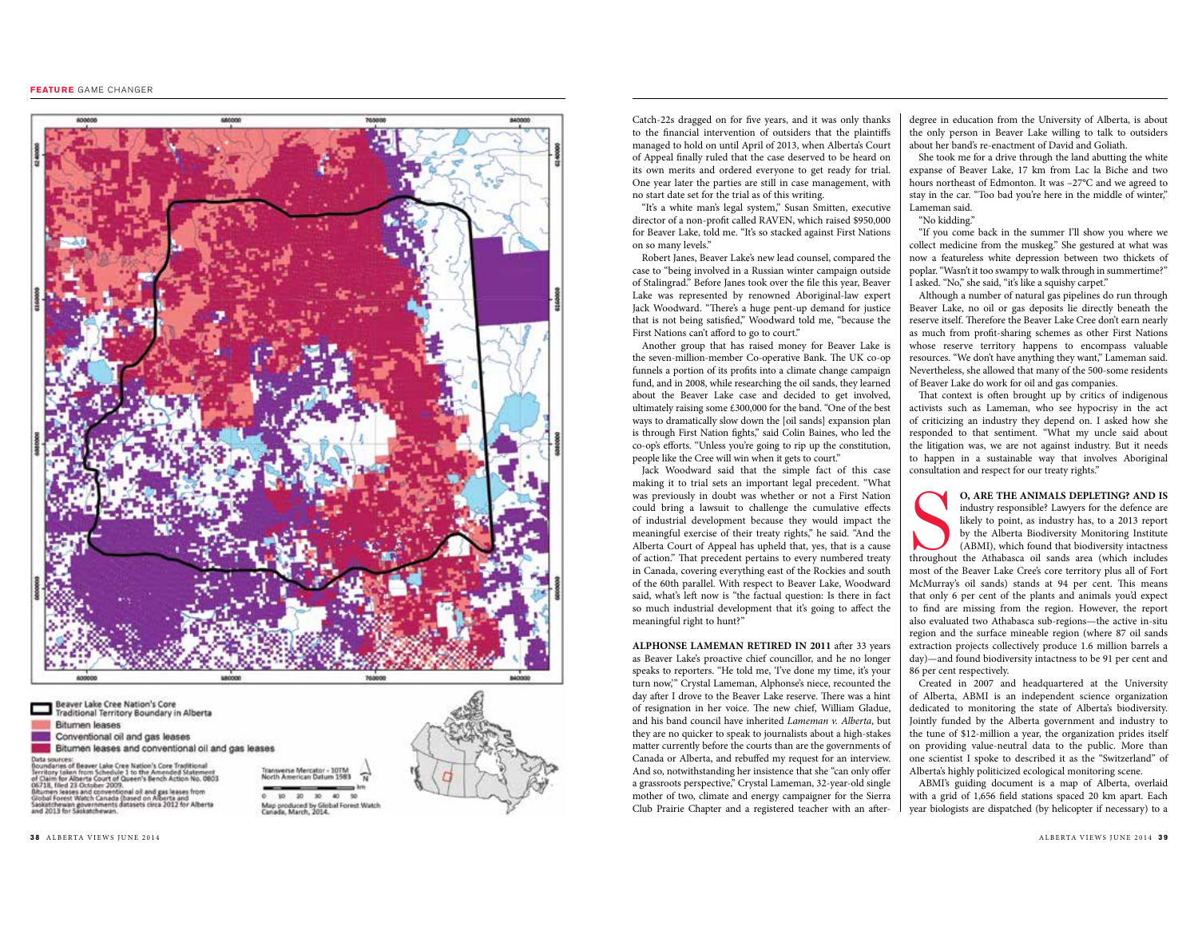Beaver Lake Cree Nation's Core Traditional Territory Boundary in Alberta

Bitumen leases

Conventional oil and gas leases

Bitumen leases and conventional oil and gas leases

Data sources:
Boundaries of Beaver Lake Cree Nation's Core Traditional Territory taken from Schedule 1 to the Amended Statement of Claim for Alberta Court of Queen's Bench Action No. 0803 06718, filed 23 October 2009.
Bitumen leases and conventional oil and gas leases from Global Forest Watch Canada (based on Alberta and Saskatchewan governments datasets circa 2012 for Alberta and 2013 for Saskatchewan.

Transverse Mercator - 10TM North American Datum 1983

Map produced by Global Forest Watch Canada, March, 2014.

Catch-22s dragged on for five years, and it was only thanks to the financial intervention of outsiders that the plaintiffs managed to hold on until April of 2013, when Alberta's Court of Appeal finally ruled that the case deserved to be heard on its own merits and ordered everyone to get ready for trial. One year later the parties are still in case management, with no start date set for the trial as of this writing.

"It's a white man's legal system," Susan Smitten, executive director of a non-profit called RAVEN, which raised $950,000 for Beaver Lake, told me. "It's so stacked against First Nations on so many levels."

Robert Janes, Beaver Lake's new lead counsel, compared the case to "being involved in a Russian winter campaign outside of Stalingrad." Before Janes took over the file this year, Beaver Lake was represented by renowned Aboriginal-law expert Jack Woodward. "There's a huge pent-up demand for justice that is not being satisfied," Woodward told me, "because the First Nations can't afford to go to court."

Another group that has raised money for Beaver Lake is the seven-million-member Co-operative Bank. The UK co-op funnels a portion of its profits into a climate change campaign fund, and in 2008, while researching the oil sands, they learned about the Beaver Lake case and decided to get involved, ultimately raising some £300,000 for the band. "One of the best ways to dramatically slow down the [oil sands] expansion plan is through First Nation fights," said Colin Baines, who led the co-op's efforts. "Unless you're going to rip up the constitution, people like the Cree will win when it gets to court."

Jack Woodward said that the simple fact of this case making it to trial sets an important legal precedent. "What was previously in doubt was whether or not a First Nation could bring a lawsuit to challenge the cumulative effects of industrial development because they would impact the meaningful exercise of their treaty rights," he said. "And the Alberta Court of Appeal has upheld that, yes, that is a cause of action." That precedent pertains to every numbered treaty in Canada, covering everything east of the Rockies and south of the 60th parallel. With respect to Beaver Lake, Woodward said, what's left now is "the factual question: Is there in fact so much industrial development that it's going to affect the meaningful right to hunt?"

**ALPHONSE LAMEMAN RETIRED IN 2011** after 33 years as Beaver Lake's proactive chief councillor, and he no longer speaks to reporters. "He told me, 'I've done my time, it's your turn now,'" Crystal Lameman, Alphonse's niece, recounted the day after I drove to the Beaver Lake reserve. There was a hint of resignation in her voice. The new chief, William Gladue, and his band council have inherited *Lameman v. Alberta*, but they are no quicker to speak to journalists about a high-stakes matter currently before the courts than are the governments of Canada or Alberta, and rebuffed my request for an interview. And so, notwithstanding her insistence that she "can only offer a grassroots perspective," Crystal Lameman, 32-year-old single mother of two, climate and energy campaigner for the Sierra Club Prairie Chapter and a registered teacher with an after-degree in education from the University of Alberta, is about the only person in Beaver Lake willing to talk to outsiders about her band's re-enactment of David and Goliath.

She took me for a drive through the land abutting the white expanse of Beaver Lake, 17 km from Lac la Biche and two hours northeast of Edmonton. It was –27°C and we agreed to stay in the car. "Too bad you're here in the middle of winter," Lameman said.

"No kidding."

"If you come back in the summer I'll show you where we collect medicine from the muskeg." She gestured at what was now a featureless white depression between two thickets of poplar. "Wasn't it too swampy to walk through in summertime?" I asked. "No," she said, "it's like a squishy carpet."

Although a number of natural gas pipelines do run through Beaver Lake, no oil or gas deposits lie directly beneath the reserve itself. Therefore the Beaver Lake Cree don't earn nearly as much from profit-sharing schemes as other First Nations whose reserve territory happens to encompass valuable resources. "We don't have anything they want," Lameman said. Nevertheless, she allowed that many of the 500-some residents of Beaver Lake do work for oil and gas companies.

That context is often brought up by critics of indigenous activists such as Lameman, who see hypocrisy in the act of criticizing an industry they depend on. I asked how she responded to that sentiment. "What my uncle said about the litigation was, we are not against industry. But it needs to happen in a sustainable way that involves Aboriginal consultation and respect for our treaty rights."

**SO, ARE THE ANIMALS DEPLETING? AND IS** industry responsible? Lawyers for the defence are likely to point, as industry has, to a 2013 report by the Alberta Biodiversity Monitoring Institute (ABMI), which found that biodiversity intactness throughout the Athabasca oil sands area (which includes most of the Beaver Lake Cree's core territory plus all of Fort McMurray's oil sands) stands at 94 per cent. This means that only 6 per cent of the plants and animals you'd expect to find are missing from the region. However, the report also evaluated two Athabasca sub-regions—the active in-situ region and the surface mineable region (where 87 oil sands extraction projects collectively produce 1.6 million barrels a day)—and found biodiversity intactness to be 91 per cent and 86 per cent respectively.

Created in 2007 and headquartered at the University of Alberta, ABMI is an independent science organization dedicated to monitoring the state of Alberta's biodiversity. Jointly funded by the Alberta government and industry to the tune of $12-million a year, the organization prides itself on providing value-neutral data to the public. More than one scientist I spoke to described it as the "Switzerland" of Alberta's highly politicized ecological monitoring scene.

ABMI's guiding document is a map of Alberta, overlaid with a grid of 1,656 field stations spaced 20 km apart. Each year biologists are dispatched (by helicopter if necessary) to a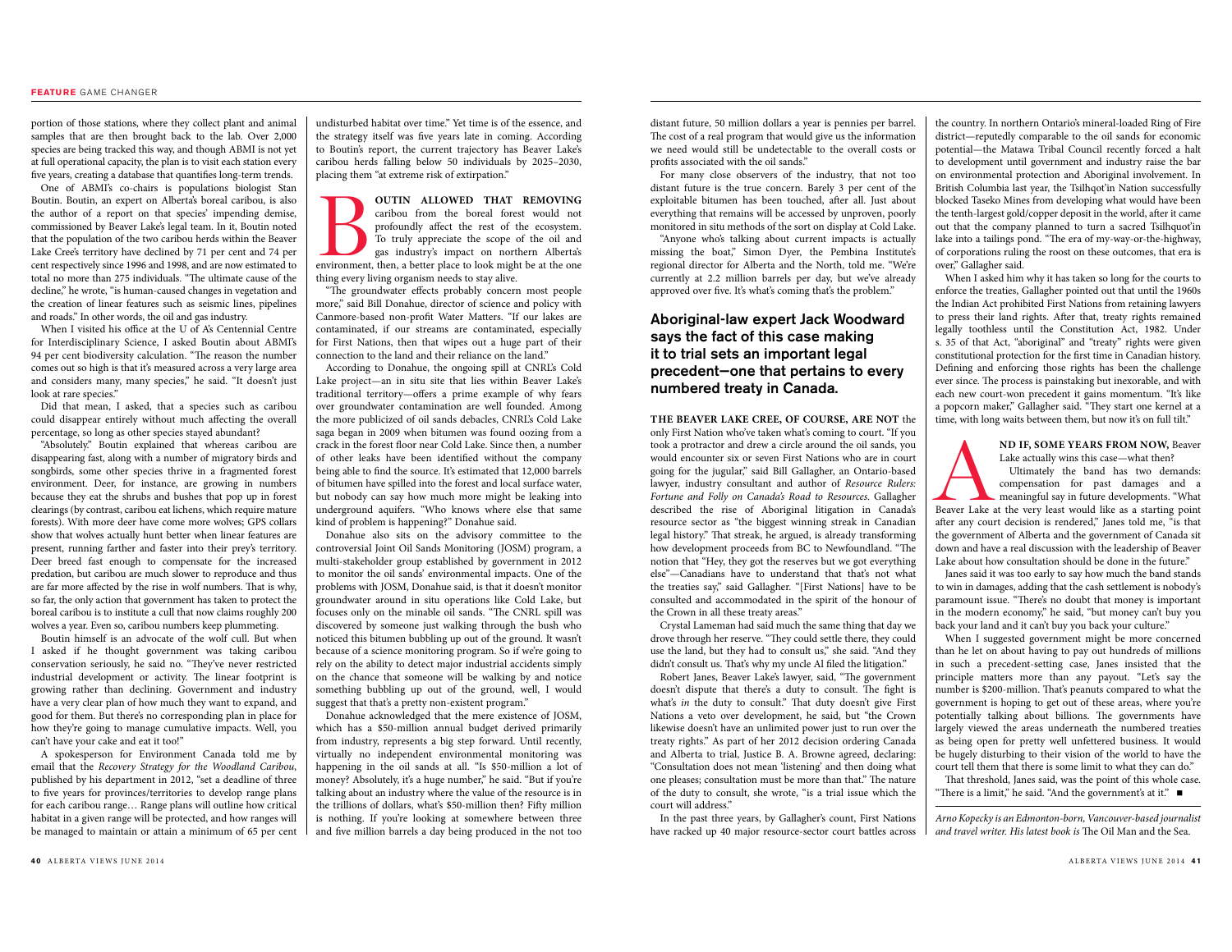portion of those stations, where they collect plant and animal samples that are then brought back to the lab. Over 2,000 species are being tracked this way, and though ABMI is not yet at full operational capacity, the plan is to visit each station every five years, creating a database that quantifies long-term trends.

One of ABMI's co-chairs is populations biologist Stan Boutin. Boutin, an expert on Alberta's boreal caribou, is also the author of a report on that species' impending demise, commissioned by Beaver Lake's legal team. In it, Boutin noted that the population of the two caribou herds within the Beaver Lake Cree's territory have declined by 71 per cent and 74 per cent respectively since 1996 and 1998, and are now estimated to total no more than 275 individuals. "The ultimate cause of the decline," he wrote, "is human-caused changes in vegetation and the creation of linear features such as seismic lines, pipelines and roads." In other words, the oil and gas industry.

When I visited his office at the U of A's Centennial Centre for Interdisciplinary Science, I asked Boutin about ABMI's 94 per cent biodiversity calculation. "The reason the number comes out so high is that it's measured across a very large area and considers many, many species," he said. "It doesn't just look at rare species."

Did that mean, I asked, that a species such as caribou could disappear entirely without much affecting the overall percentage, so long as other species stayed abundant?

"Absolutely." Boutin explained that whereas caribou are disappearing fast, along with a number of migratory birds and songbirds, some other species thrive in a fragmented forest environment. Deer, for instance, are growing in numbers because they eat the shrubs and bushes that pop up in forest clearings (by contrast, caribou eat lichens, which require mature forests). With more deer have come more wolves; GPS collars show that wolves actually hunt better when linear features are present, running farther and faster into their prey's territory. Deer breed fast enough to compensate for the increased predation, but caribou are much slower to reproduce and thus are far more affected by the rise in wolf numbers. That is why, so far, the only action that government has taken to protect the boreal caribou is to institute a cull that now claims roughly 200 wolves a year. Even so, caribou numbers keep plummeting.

Boutin himself is an advocate of the wolf cull. But when I asked if he thought government was taking caribou conservation seriously, he said no. "They've never restricted industrial development or activity. The linear footprint is growing rather than declining. Government and industry have a very clear plan of how much they want to expand, and good for them. But there's no corresponding plan in place for how they're going to manage cumulative impacts. Well, you can't have your cake and eat it too!"

A spokesperson for Environment Canada told me by email that the *Recovery Strategy for the Woodland Caribou*, published by his department in 2012, "set a deadline of three to five years for provinces/territories to develop range plans for each caribou range… Range plans will outline how critical habitat in a given range will be protected, and how ranges will be managed to maintain or attain a minimum of 65 per cent undisturbed habitat over time." Yet time is of the essence, and the strategy itself was five years late in coming. According to Boutin's report, the current trajectory has Beaver Lake's caribou herds falling below 50 individuals by 2025–2030, placing them "at extreme risk of extirpation."

**BOUTIN ALLOWED THAT REMOVING** caribou from the boreal forest would not profoundly affect the rest of the ecosystem. To truly appreciate the scope of the oil and gas industry's impact on northern Alberta's environment, then, a better place to look might be at the one thing every living organism needs to stay alive.

"The groundwater effects probably concern most people more," said Bill Donahue, director of science and policy with Canmore-based non-profit Water Matters. "If our lakes are contaminated, if our streams are contaminated, especially for First Nations, then that wipes out a huge part of their connection to the land and their reliance on the land."

According to Donahue, the ongoing spill at CNRL's Cold Lake project—an in situ site that lies within Beaver Lake's traditional territory—offers a prime example of why fears over groundwater contamination are well founded. Among the more publicized of oil sands debacles, CNRL's Cold Lake saga began in 2009 when bitumen was found oozing from a crack in the forest floor near Cold Lake. Since then, a number of other leaks have been identified without the company being able to find the source. It's estimated that 12,000 barrels of bitumen have spilled into the forest and local surface water, but nobody can say how much more might be leaking into underground aquifers. "Who knows where else that same kind of problem is happening?" Donahue said.

Donahue also sits on the advisory committee to the controversial Joint Oil Sands Monitoring (JOSM) program, a multi-stakeholder group established by government in 2012 to monitor the oil sands' environmental impacts. One of the problems with JOSM, Donahue said, is that it doesn't monitor groundwater around in situ operations like Cold Lake, but focuses only on the minable oil sands. "The CNRL spill was discovered by someone just walking through the bush who noticed this bitumen bubbling up out of the ground. It wasn't because of a science monitoring program. So if we're going to rely on the ability to detect major industrial accidents simply on the chance that someone will be walking by and notice something bubbling up out of the ground, well, I would suggest that that's a pretty non-existent program."

Donahue acknowledged that the mere existence of JOSM, which has a \$50-million annual budget derived primarily from industry, represents a big step forward. Until recently, virtually no independent environmental monitoring was happening in the oil sands at all. "Is \$50-million a lot of money? Absolutely, it's a huge number," he said. "But if you're talking about an industry where the value of the resource is in the trillions of dollars, what's \$50-million then? Fifty million is nothing. If you're looking at somewhere between three and five million barrels a day being produced in the not too distant future, 50 million dollars a year is pennies per barrel. The cost of a real program that would give us the information we need would still be undetectable to the overall costs or profits associated with the oil sands."

For many close observers of the industry, that not too distant future is the true concern. Barely 3 per cent of the exploitable bitumen has been touched, after all. Just about everything that remains will be accessed by unproven, poorly monitored in situ methods of the sort on display at Cold Lake.

"Anyone who's talking about current impacts is actually missing the boat," Simon Dyer, the Pembina Institute's regional director for Alberta and the North, told me. "We're currently at 2.2 million barrels per day, but we've already approved over five. It's what's coming that's the problem."

## Aboriginal-law expert Jack Woodward says the fact of this case making it to trial sets an important legal precedent—one that pertains to every numbered treaty in Canada.

**THE BEAVER LAKE CREE, OF COURSE, ARE NOT** the only First Nation who've taken what's coming to court. "If you took a protractor and drew a circle around the oil sands, you would encounter six or seven First Nations who are in court going for the jugular," said Bill Gallagher, an Ontario-based lawyer, industry consultant and author of *Resource Rulers: Fortune and Folly on Canada's Road to Resources*. Gallagher described the rise of Aboriginal litigation in Canada's resource sector as "the biggest winning streak in Canadian legal history." That streak, he argued, is already transforming how development proceeds from BC to Newfoundland. "The notion that "Hey, they got the reserves but we got everything else"—Canadians have to understand that that's not what the treaties say," said Gallagher. "[First Nations] have to be consulted and accommodated in the spirit of the honour of the Crown in all these treaty areas."

Crystal Lameman had said much the same thing that day we drove through her reserve. "They could settle there, they could use the land, but they had to consult us," she said. "And they didn't consult us. That's why my uncle Al filed the litigation."

Robert Janes, Beaver Lake's lawyer, said, "The government doesn't dispute that there's a duty to consult. The fight is what's *in* the duty to consult." That duty doesn't give First Nations a veto over development, he said, but "the Crown likewise doesn't have an unlimited power just to run over the treaty rights." As part of her 2012 decision ordering Canada and Alberta to trial, Justice B. A. Browne agreed, declaring: "Consultation does not mean 'listening' and then doing what one pleases; consultation must be more than that." The nature of the duty to consult, she wrote, "is a trial issue which the court will address."

In the past three years, by Gallagher's count, First Nations have racked up 40 major resource-sector court battles across the country. In northern Ontario's mineral-loaded Ring of Fire district—reputedly comparable to the oil sands for economic potential—the Matawa Tribal Council recently forced a halt to development until government and industry raise the bar on environmental protection and Aboriginal involvement. In British Columbia last year, the Tsilhqot'in Nation successfully blocked Taseko Mines from developing what would have been the tenth-largest gold/copper deposit in the world, after it came out that the company planned to turn a sacred Tsilhquot'in lake into a tailings pond. "The era of my-way-or-the-highway, of corporations ruling the roost on these outcomes, that era is over," Gallagher said.

When I asked him why it has taken so long for the courts to enforce the treaties, Gallagher pointed out that until the 1960s the Indian Act prohibited First Nations from retaining lawyers to press their land rights. After that, treaty rights remained legally toothless until the Constitution Act, 1982. Under s. 35 of that Act, "aboriginal" and "treaty" rights were given constitutional protection for the first time in Canadian history. Defining and enforcing those rights has been the challenge ever since. The process is painstaking but inexorable, and with each new court-won precedent it gains momentum. "It's like a popcorn maker," Gallagher said. "They start one kernel at a time, with long waits between them, but now it's on full tilt."

**AND IF, SOME YEARS FROM NOW,** Beaver Lake actually wins this case—what then?

Ultimately the band has two demands: compensation for past damages and a meaningful say in future developments. "What Beaver Lake at the very least would like as a starting point after any court decision is rendered," Janes told me, "is that the government of Alberta and the government of Canada sit down and have a real discussion with the leadership of Beaver Lake about how consultation should be done in the future."

Janes said it was too early to say how much the band stands to win in damages, adding that the cash settlement is nobody's paramount issue. "There's no doubt that money is important in the modern economy," he said, "but money can't buy you back your land and it can't buy you back your culture."

When I suggested government might be more concerned than he let on about having to pay out hundreds of millions in such a precedent-setting case, Janes insisted that the principle matters more than any payout. "Let's say the number is \$200-million. That's peanuts compared to what the government is hoping to get out of these areas, where you're potentially talking about billions. The governments have largely viewed the areas underneath the numbered treaties as being open for pretty well unfettered business. It would be hugely disturbing to their vision of the world to have the court tell them that there is some limit to what they can do."

That threshold, Janes said, was the point of this whole case. "There's a limit," he said. "And the government's at it." ■

*Arno Kopecky is an Edmonton-born, Vancouver-based journalist and travel writer. His latest book is* The Oil Man and the Sea.